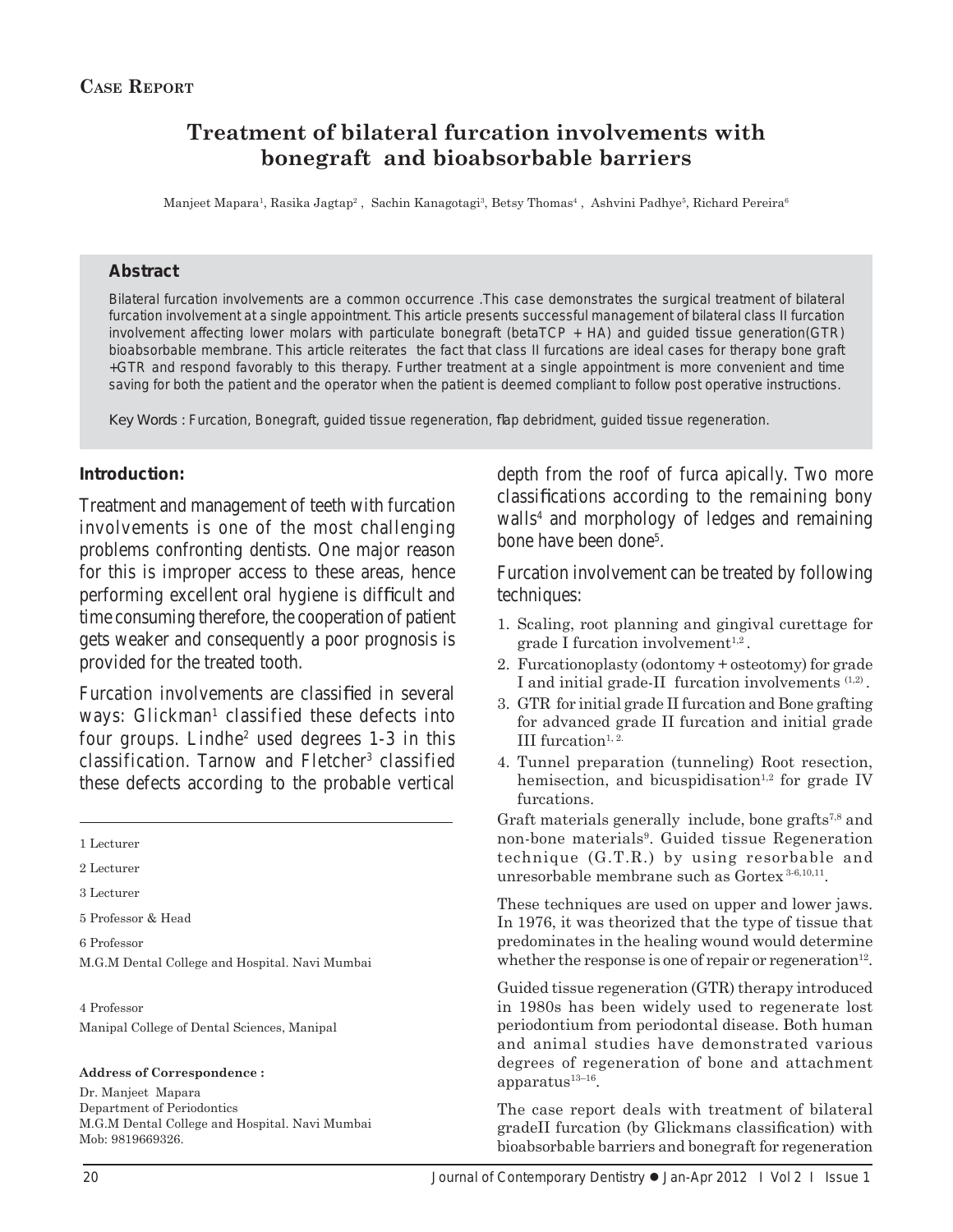**Case Report**

# Treatment of bilateral furcation involvements with bonegraft and bioabsorbable barriers

Manjeet Mapara[1], Rasika Jagtap[2], Sachin Kanagotagi[3], Betsy Thomas[4], Ashvini Padhye[5], Richard Pereira[6]

## Abstract

Bilateral furcation involvements are a common occurrence .This case demonstrates the surgical treatment of bilateral furcation involvement at a single appointment. This article presents successful management of bilateral class II furcation involvement affecting lower molars with particulate bonegraft (betaTCP + HA) and guided tissue generation(GTR) bioabsorbable membrane. This article reiterates the fact that class II furcations are ideal cases for therapy bone graft +GTR and respond favorably to this therapy. Further treatment at a single appointment is more convenient and time saving for both the patient and the operator when the patient is deemed compliant to follow post operative instructions.

Key Words : Furcation, Bonegraft, guided tissue regeneration, flap debridment, guided tissue regeneration.

## Introduction:

Treatment and management of teeth with furcation involvements is one of the most challenging problems confronting dentists. One major reason for this is improper access to these areas, hence performing excellent oral hygiene is difficult and time consuming therefore, the cooperation of patient gets weaker and consequently a poor prognosis is provided for the treated tooth.

Furcation involvements are classified in several ways: Glickman[1] classified these defects into four groups. Lindhe[2] used degrees 1-3 in this classification. Tarnow and Fletcher[3] classified these defects according to the probable vertical depth from the roof of furca apically. Two more classifications according to the remaining bony walls[4] and morphology of ledges and remaining bone have been done[5].

Furcation involvement can be treated by following techniques:

1. Scaling, root planning and gingival curettage for grade I furcation involvement[1,2].
2. Furcationoplasty (odontomy + osteotomy) for grade I and initial grade-II furcation involvements [(1,2)].
3. GTR for initial grade II furcation and Bone grafting for advanced grade II furcation and initial grade III furcation[1, 2.]
4. Tunnel preparation (tunneling) Root resection, hemisection, and bicuspidisation[1,2] for grade IV furcations.

Graft materials generally include, bone grafts[7,8] and non-bone materials[9]. Guided tissue Regeneration technique (G.T.R.) by using resorbable and unresorbable membrane such as Gortex [3-6,10,11].

These techniques are used on upper and lower jaws. In 1976, it was theorized that the type of tissue that predominates in the healing wound would determine whether the response is one of repair or regeneration[12].

Guided tissue regeneration (GTR) therapy introduced in 1980s has been widely used to regenerate lost periodontium from periodontal disease. Both human and animal studies have demonstrated various degrees of regeneration of bone and attachment apparatus[13–16].

The case report deals with treatment of bilateral gradeII furcation (by Glickmans classification) with bioabsorbable barriers and bonegraft for regeneration

---

1 Lecturer

2 Lecturer

3 Lecturer

5 Professor & Head

6 Professor

M.G.M Dental College and Hospital. Navi Mumbai

4 Professor

Manipal College of Dental Sciences, Manipal

**Address of Correspondence :**

Dr. Manjeet Mapara
Department of Periodontics
M.G.M Dental College and Hospital. Navi Mumbai
Mob: 9819669326.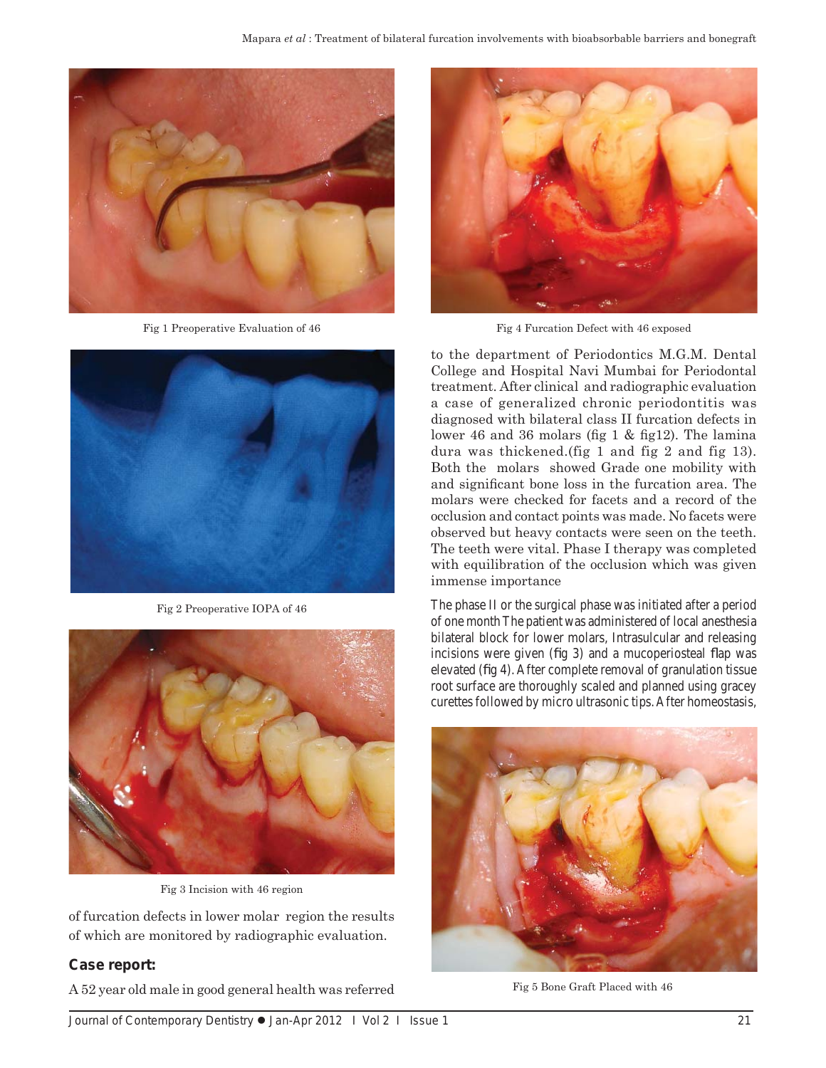Fig 1 Preoperative Evaluation of 46

Fig 2 Preoperative IOPA of 46

Fig 3 Incision with 46 region

of furcation defects in lower molar region the results of which are monitored by radiographic evaluation.

**Case report:**

A 52 year old male in good general health was referred to the department of Periodontics M.G.M. Dental College and Hospital Navi Mumbai for Periodontal treatment. After clinical and radiographic evaluation a case of generalized chronic periodontitis was diagnosed with bilateral class II furcation defects in lower 46 and 36 molars (fig 1 & fig12). The lamina dura was thickened.(fig 1 and fig 2 and fig 13). Both the molars showed Grade one mobility with and significant bone loss in the furcation area. The molars were checked for facets and a record of the occlusion and contact points was made. No facets were observed but heavy contacts were seen on the teeth. The teeth were vital. Phase I therapy was completed with equilibration of the occlusion which was given immense importance

The phase II or the surgical phase was initiated after a period of one month The patient was administered of local anesthesia bilateral block for lower molars, Intrasulcular and releasing incisions were given (fig 3) and a mucoperiosteal flap was elevated (fig 4). After complete removal of granulation tissue root surface are thoroughly scaled and planned using gracey curettes followed by micro ultrasonic tips. After homeostasis,

Fig 4 Furcation Defect with 46 exposed

Fig 5 Bone Graft Placed with 46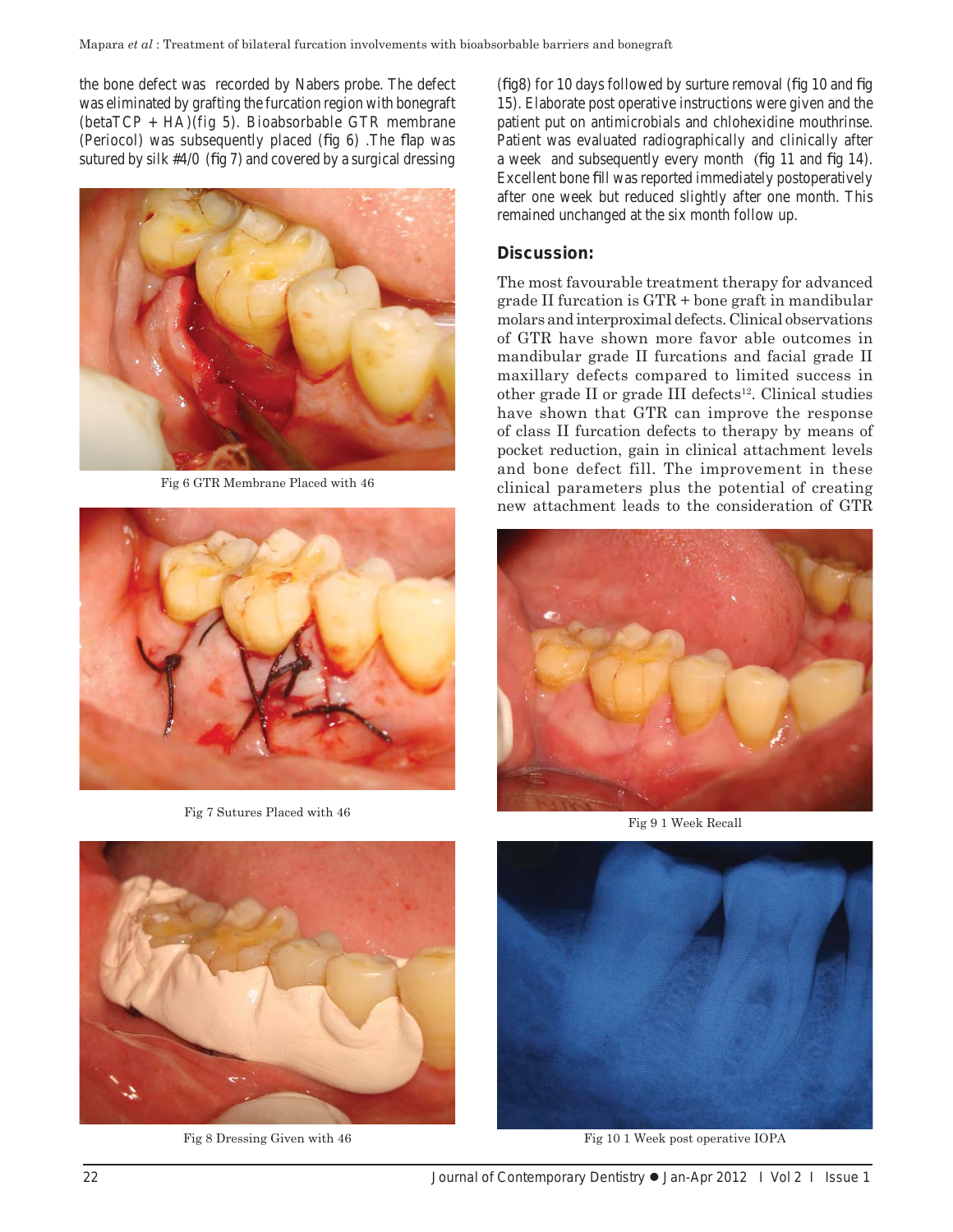the bone defect was recorded by Nabers probe. The defect was eliminated by grafting the furcation region with bonegraft (betaTCP + HA)(fig 5). Bioabsorbable GTR membrane (Periocol) was subsequently placed (fig 6) .The flap was sutured by silk #4/0 (fig 7) and covered by a surgical dressing (fig8) for 10 days followed by surture removal (fig 10 and fig 15). Elaborate post operative instructions were given and the patient put on antimicrobials and chlohexidine mouthrinse. Patient was evaluated radiographically and clinically after a week and subsequently every month (fig 11 and fig 14). Excellent bone fill was reported immediately postoperatively after one week but reduced slightly after one month. This remained unchanged at the six month follow up.

Fig 6 GTR Membrane Placed with 46

Fig 7 Sutures Placed with 46

Fig 8 Dressing Given with 46

## Discussion:

The most favourable treatment therapy for advanced grade II furcation is GTR + bone graft in mandibular molars and interproximal defects. Clinical observations of GTR have shown more favor able outcomes in mandibular grade II furcations and facial grade II maxillary defects compared to limited success in other grade II or grade III defects[12]. Clinical studies have shown that GTR can improve the response of class II furcation defects to therapy by means of pocket reduction, gain in clinical attachment levels and bone defect fill. The improvement in these clinical parameters plus the potential of creating new attachment leads to the consideration of GTR

Fig 9 1 Week Recall

Fig 10 1 Week post operative IOPA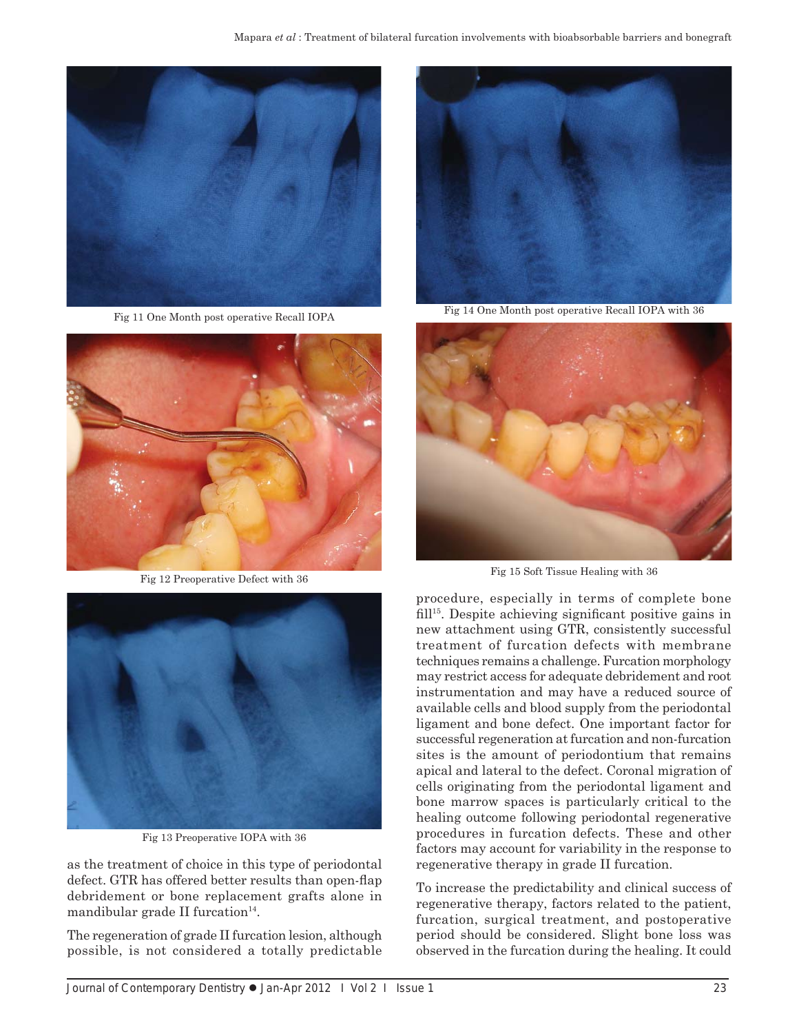Fig 11 One Month post operative Recall IOPA

Fig 12 Preoperative Defect with 36

Fig 13 Preoperative IOPA with 36

Fig 14 One Month post operative Recall IOPA with 36

Fig 15 Soft Tissue Healing with 36

as the treatment of choice in this type of periodontal defect. GTR has offered better results than open-flap debridement or bone replacement grafts alone in mandibular grade II furcation[14].

The regeneration of grade II furcation lesion, although possible, is not considered a totally predictable procedure, especially in terms of complete bone fill[15]. Despite achieving significant positive gains in new attachment using GTR, consistently successful treatment of furcation defects with membrane techniques remains a challenge. Furcation morphology may restrict access for adequate debridement and root instrumentation and may have a reduced source of available cells and blood supply from the periodontal ligament and bone defect. One important factor for successful regeneration at furcation and non-furcation sites is the amount of periodontium that remains apical and lateral to the defect. Coronal migration of cells originating from the periodontal ligament and bone marrow spaces is particularly critical to the healing outcome following periodontal regenerative procedures in furcation defects. These and other factors may account for variability in the response to regenerative therapy in grade II furcation.

To increase the predictability and clinical success of regenerative therapy, factors related to the patient, furcation, surgical treatment, and postoperative period should be considered. Slight bone loss was observed in the furcation during the healing. It could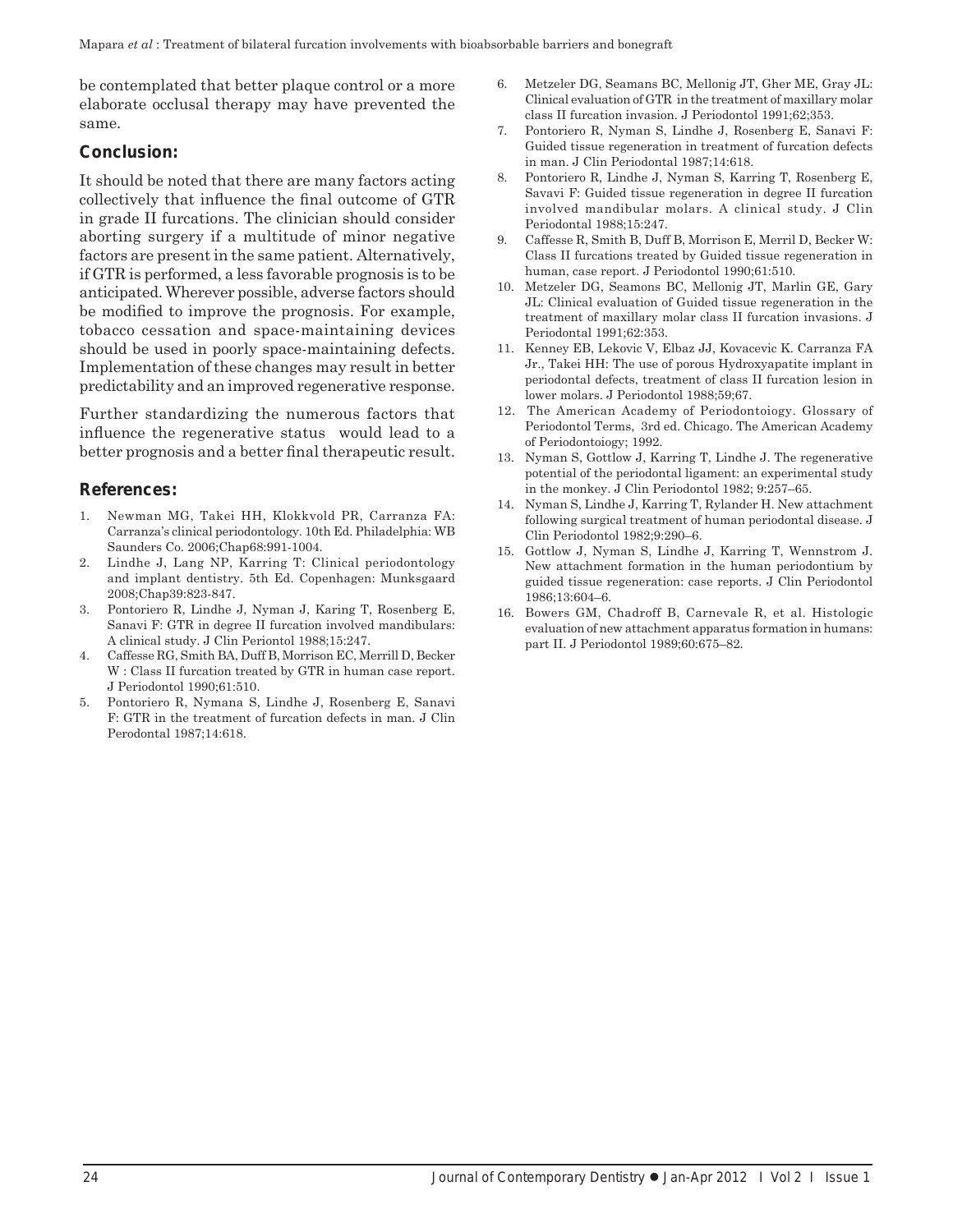be contemplated that better plaque control or a more elaborate occlusal therapy may have prevented the same.

## Conclusion:

It should be noted that there are many factors acting collectively that influence the final outcome of GTR in grade II furcations. The clinician should consider aborting surgery if a multitude of minor negative factors are present in the same patient. Alternatively, if GTR is performed, a less favorable prognosis is to be anticipated. Wherever possible, adverse factors should be modified to improve the prognosis. For example, tobacco cessation and space-maintaining devices should be used in poorly space-maintaining defects. Implementation of these changes may result in better predictability and an improved regenerative response.

Further standardizing the numerous factors that influence the regenerative status would lead to a better prognosis and a better final therapeutic result.

## References:

1. Newman MG, Takei HH, Klokkvold PR, Carranza FA: Carranza's clinical periodontology. 10th Ed. Philadelphia: WB Saunders Co. 2006;Chap68:991-1004.
2. Lindhe J, Lang NP, Karring T: Clinical periodontology and implant dentistry. 5th Ed. Copenhagen: Munksgaard 2008;Chap39:823-847.
3. Pontoriero R, Lindhe J, Nyman J, Karing T, Rosenberg E, Sanavi F: GTR in degree II furcation involved mandibulars: A clinical study. J Clin Periontol 1988;15:247.
4. Caffesse RG, Smith BA, Duff B, Morrison EC, Merrill D, Becker W : Class II furcation treated by GTR in human case report. J Periodontol 1990;61:510.
5. Pontoriero R, Nymana S, Lindhe J, Rosenberg E, Sanavi F: GTR in the treatment of furcation defects in man. J Clin Perodontal 1987;14:618.
6. Metzeler DG, Seamans BC, Mellonig JT, Gher ME, Gray JL: Clinical evaluation of GTR in the treatment of maxillary molar class II furcation invasion. J Periodontol 1991;62;353.
7. Pontoriero R, Nyman S, Lindhe J, Rosenberg E, Sanavi F: Guided tissue regeneration in treatment of furcation defects in man. J Clin Periodontal 1987;14:618.
8. Pontoriero R, Lindhe J, Nyman S, Karring T, Rosenberg E, Savavi F: Guided tissue regeneration in degree II furcation involved mandibular molars. A clinical study. J Clin Periodontal 1988;15:247.
9. Caffesse R, Smith B, Duff B, Morrison E, Merril D, Becker W: Class II furcations treated by Guided tissue regeneration in human, case report. J Periodontol 1990;61:510.
10. Metzeler DG, Seamons BC, Mellonig JT, Marlin GE, Gary JL: Clinical evaluation of Guided tissue regeneration in the treatment of maxillary molar class II furcation invasions. J Periodontal 1991;62:353.
11. Kenney EB, Lekovic V, Elbaz JJ, Kovacevic K. Carranza FA Jr., Takei HH: The use of porous Hydroxyapatite implant in periodontal defects, treatment of class II furcation lesion in lower molars. J Periodontol 1988;59;67.
12. The American Academy of Periodontoiogy. Glossary of Periodontol Terms, 3rd ed. Chicago. The American Academy of Periodontoiogy; 1992.
13. Nyman S, Gottlow J, Karring T, Lindhe J. The regenerative potential of the periodontal ligament: an experimental study in the monkey. J Clin Periodontol 1982; 9:257–65.
14. Nyman S, Lindhe J, Karring T, Rylander H. New attachment following surgical treatment of human periodontal disease. J Clin Periodontol 1982;9:290–6.
15. Gottlow J, Nyman S, Lindhe J, Karring T, Wennstrom J. New attachment formation in the human periodontium by guided tissue regeneration: case reports. J Clin Periodontol 1986;13:604–6.
16. Bowers GM, Chadroff B, Carnevale R, et al. Histologic evaluation of new attachment apparatus formation in humans: part II. J Periodontol 1989;60:675–82.